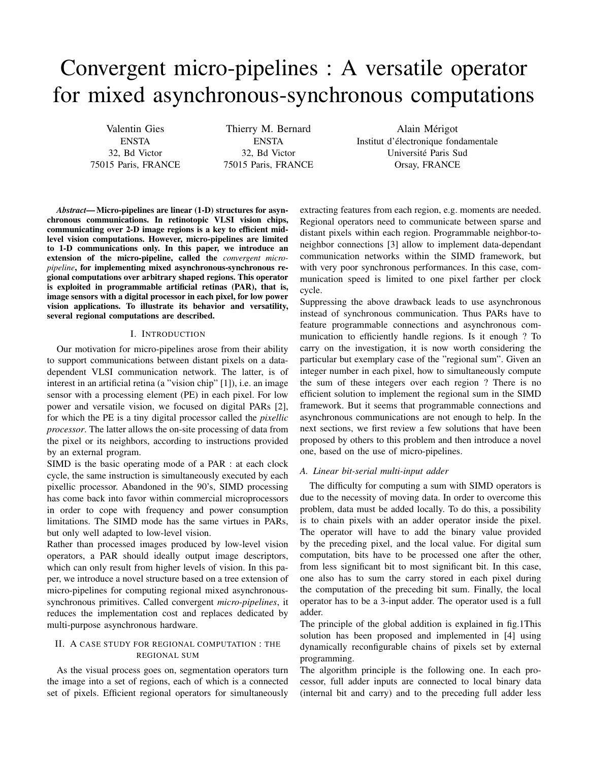# Convergent micro-pipelines : A versatile operator for mixed asynchronous-synchronous computations

Valentin Gies
ENSTA
32, Bd Victor
75015 Paris, FRANCE

Thierry M. Bernard
ENSTA
32, Bd Victor
75015 Paris, FRANCE

Alain Mérigot
Institut d'électronique fondamentale
Université Paris Sud
Orsay, FRANCE

***Abstract*— Micro-pipelines are linear (1-D) structures for asynchronous communications. In retinotopic VLSI vision chips, communicating over 2-D image regions is a key to efficient mid-level vision computations. However, micro-pipelines are limited to 1-D communications only. In this paper, we introduce an extension of the micro-pipeline, called the *convergent micro-pipeline*, for implementing mixed asynchronous-synchronous regional computations over arbitrary shaped regions. This operator is exploited in programmable artificial retinas (PAR), that is, image sensors with a digital processor in each pixel, for low power vision applications. To illustrate its behavior and versatility, several regional computations are described.**

## I. Introduction

Our motivation for micro-pipelines arose from their ability to support communications between distant pixels on a data-dependent VLSI communication network. The latter, is of interest in an artificial retina (a "vision chip" [1]), i.e. an image sensor with a processing element (PE) in each pixel. For low power and versatile vision, we focused on digital PARs [2], for which the PE is a tiny digital processor called the *pixellic processor*. The latter allows the on-site processing of data from the pixel or its neighbors, according to instructions provided by an external program.

SIMD is the basic operating mode of a PAR : at each clock cycle, the same instruction is simultaneously executed by each pixellic processor. Abandoned in the 90's, SIMD processing has come back into favor within commercial microprocessors in order to cope with frequency and power consumption limitations. The SIMD mode has the same virtues in PARs, but only well adapted to low-level vision.

Rather than processed images produced by low-level vision operators, a PAR should ideally output image descriptors, which can only result from higher levels of vision. In this paper, we introduce a novel structure based on a tree extension of micro-pipelines for computing regional mixed asynchronous-synchronous primitives. Called convergent *micro-pipelines*, it reduces the implementation cost and replaces dedicated by multi-purpose asynchronous hardware.

## II. A case study for regional computation : the regional sum

As the visual process goes on, segmentation operators turn the image into a set of regions, each of which is a connected set of pixels. Efficient regional operators for simultaneously extracting features from each region, e.g. moments are needed. Regional operators need to communicate between sparse and distant pixels within each region. Programmable neighbor-to-neighbor connections [3] allow to implement data-dependant communication networks within the SIMD framework, but with very poor synchronous performances. In this case, communication speed is limited to one pixel farther per clock cycle.

Suppressing the above drawback leads to use asynchronous instead of synchronous communication. Thus PARs have to feature programmable connections and asynchronous communication to efficiently handle regions. Is it enough ? To carry on the investigation, it is now worth considering the particular but exemplary case of the "regional sum". Given an integer number in each pixel, how to simultaneously compute the sum of these integers over each region ? There is no efficient solution to implement the regional sum in the SIMD framework. But it seems that programmable connections and asynchronous communications are not enough to help. In the next sections, we first review a few solutions that have been proposed by others to this problem and then introduce a novel one, based on the use of micro-pipelines.

### A. Linear bit-serial multi-input adder

The difficulty for computing a sum with SIMD operators is due to the necessity of moving data. In order to overcome this problem, data must be added locally. To do this, a possibility is to chain pixels with an adder operator inside the pixel. The operator will have to add the binary value provided by the preceding pixel, and the local value. For digital sum computation, bits have to be processed one after the other, from less significant bit to most significant bit. In this case, one also has to sum the carry stored in each pixel during the computation of the preceding bit sum. Finally, the local operator has to be a 3-input adder. The operator used is a full adder.

The principle of the global addition is explained in fig.1This solution has been proposed and implemented in [4] using dynamically reconfigurable chains of pixels set by external programming.

The algorithm principle is the following one. In each processor, full adder inputs are connected to local binary data (internal bit and carry) and to the preceding full adder less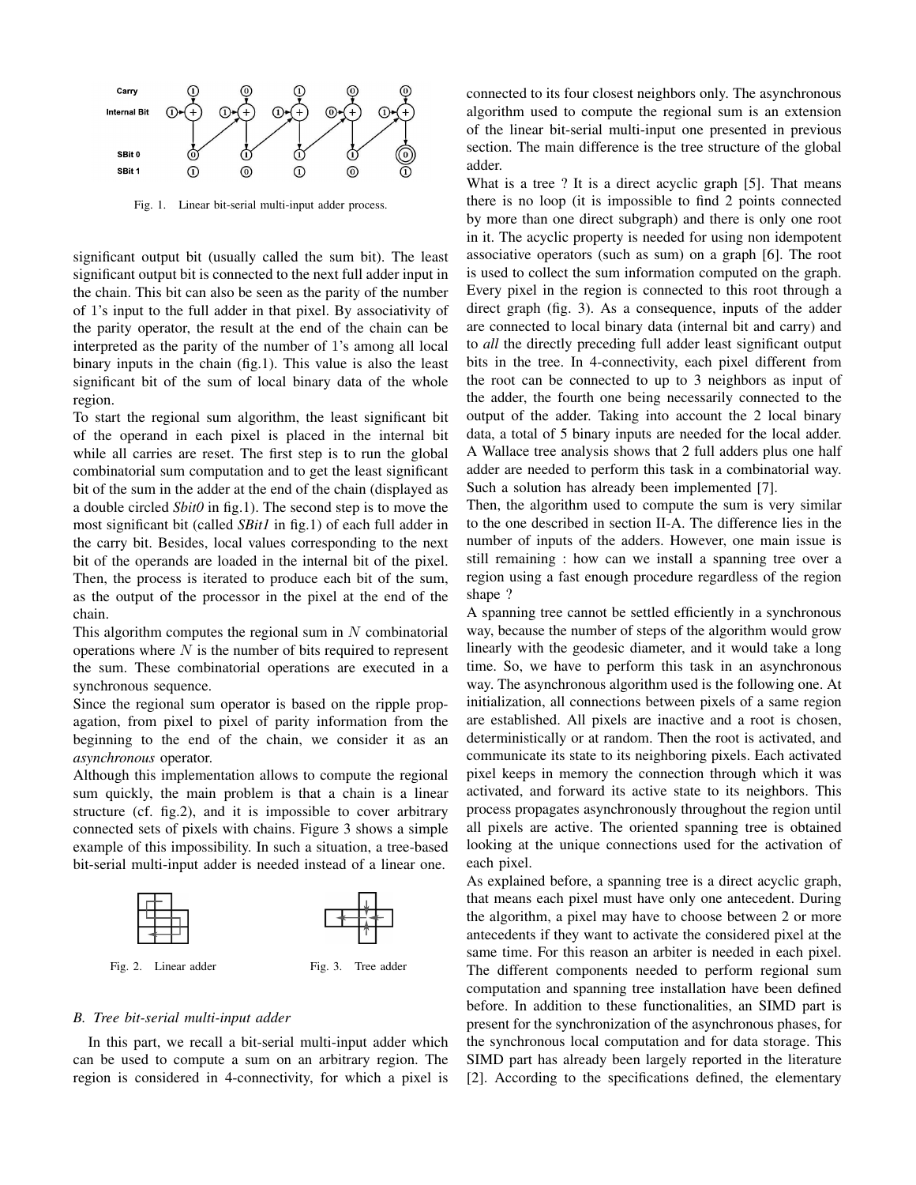Carry

Internal Bit

SBit 0

SBit 1

Fig. 1. Linear bit-serial multi-input adder process.

significant output bit (usually called the sum bit). The least significant output bit is connected to the next full adder input in the chain. This bit can also be seen as the parity of the number of 1's input to the full adder in that pixel. By associativity of the parity operator, the result at the end of the chain can be interpreted as the parity of the number of 1's among all local binary inputs in the chain (fig.1). This value is also the least significant bit of the sum of local binary data of the whole region.

To start the regional sum algorithm, the least significant bit of the operand in each pixel is placed in the internal bit while all carries are reset. The first step is to run the global combinatorial sum computation and to get the least significant bit of the sum in the adder at the end of the chain (displayed as a double circled *Sbit0* in fig.1). The second step is to move the most significant bit (called *SBit1* in fig.1) of each full adder in the carry bit. Besides, local values corresponding to the next bit of the operands are loaded in the internal bit of the pixel. Then, the process is iterated to produce each bit of the sum, as the output of the processor in the pixel at the end of the chain.

This algorithm computes the regional sum in $N$ combinatorial operations where $N$ is the number of bits required to represent the sum. These combinatorial operations are executed in a synchronous sequence.

Since the regional sum operator is based on the ripple propagation, from pixel to pixel of parity information from the beginning to the end of the chain, we consider it as an *asynchronous* operator.

Although this implementation allows to compute the regional sum quickly, the main problem is that a chain is a linear structure (cf. fig.2), and it is impossible to cover arbitrary connected sets of pixels with chains. Figure 3 shows a simple example of this impossibility. In such a situation, a tree-based bit-serial multi-input adder is needed instead of a linear one.

Fig. 2. Linear adder

Fig. 3. Tree adder

### B. Tree bit-serial multi-input adder

In this part, we recall a bit-serial multi-input adder which can be used to compute a sum on an arbitrary region. The region is considered in 4-connectivity, for which a pixel is connected to its four closest neighbors only. The asynchronous algorithm used to compute the regional sum is an extension of the linear bit-serial multi-input one presented in previous section. The main difference is the tree structure of the global adder.

What is a tree ? It is a direct acyclic graph [5]. That means there is no loop (it is impossible to find 2 points connected by more than one direct subgraph) and there is only one root in it. The acyclic property is needed for using non idempotent associative operators (such as sum) on a graph [6]. The root is used to collect the sum information computed on the graph. Every pixel in the region is connected to this root through a direct graph (fig. 3). As a consequence, inputs of the adder are connected to local binary data (internal bit and carry) and to *all* the directly preceding full adder least significant output bits in the tree. In 4-connectivity, each pixel different from the root can be connected to up to 3 neighbors as input of the adder, the fourth one being necessarily connected to the output of the adder. Taking into account the 2 local binary data, a total of 5 binary inputs are needed for the local adder. A Wallace tree analysis shows that 2 full adders plus one half adder are needed to perform this task in a combinatorial way. Such a solution has already been implemented [7].

Then, the algorithm used to compute the sum is very similar to the one described in section II-A. The difference lies in the number of inputs of the adders. However, one main issue is still remaining : how can we install a spanning tree over a region using a fast enough procedure regardless of the region shape ?

A spanning tree cannot be settled efficiently in a synchronous way, because the number of steps of the algorithm would grow linearly with the geodesic diameter, and it would take a long time. So, we have to perform this task in an asynchronous way. The asynchronous algorithm used is the following one. At initialization, all connections between pixels of a same region are established. All pixels are inactive and a root is chosen, deterministically or at random. Then the root is activated, and communicate its state to its neighboring pixels. Each activated pixel keeps in memory the connection through which it was activated, and forward its active state to its neighbors. This process propagates asynchronously throughout the region until all pixels are active. The oriented spanning tree is obtained looking at the unique connections used for the activation of each pixel.

As explained before, a spanning tree is a direct acyclic graph, that means each pixel must have only one antecedent. During the algorithm, a pixel may have to choose between 2 or more antecedents if they want to activate the considered pixel at the same time. For this reason an arbiter is needed in each pixel. The different components needed to perform regional sum computation and spanning tree installation have been defined before. In addition to these functionalities, an SIMD part is present for the synchronization of the asynchronous phases, for the synchronous local computation and for data storage. This SIMD part has already been largely reported in the literature [2]. According to the specifications defined, the elementary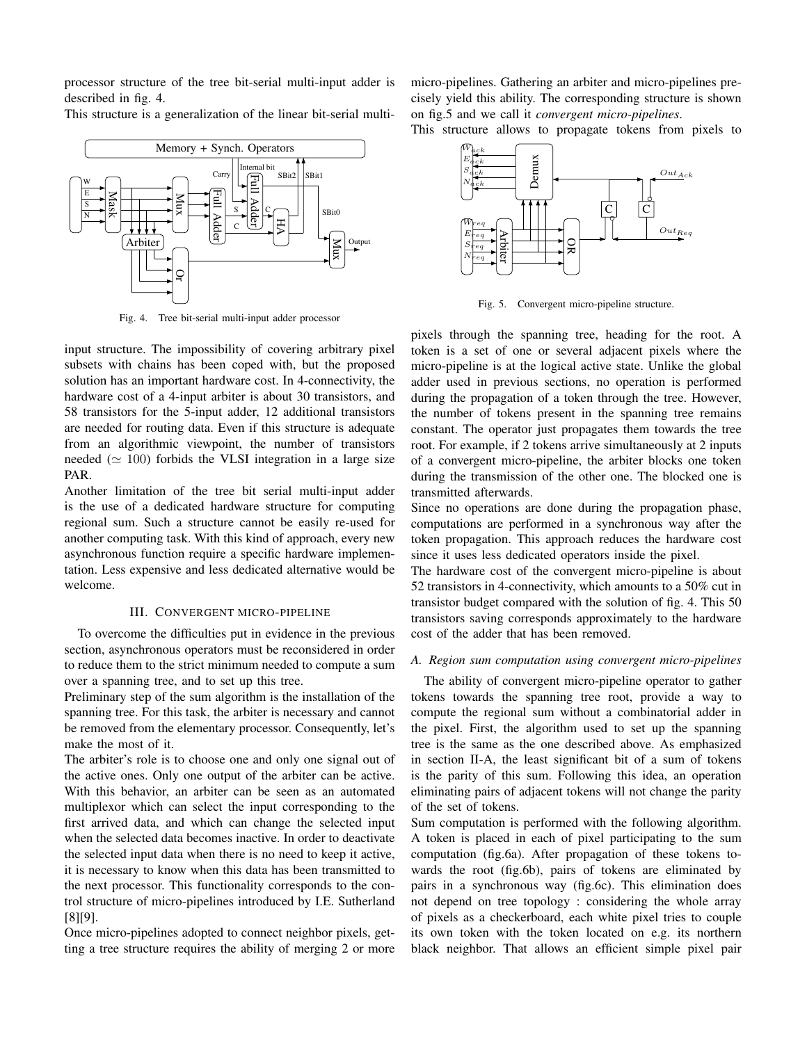processor structure of the tree bit-serial multi-input adder is described in fig. 4.

This structure is a generalization of the linear bit-serial multi-input structure. The impossibility of covering arbitrary pixel subsets with chains has been coped with, but the proposed solution has an important hardware cost. In 4-connectivity, the hardware cost of a 4-input arbiter is about 30 transistors, and 58 transistors for the 5-input adder, 12 additional transistors are needed for routing data. Even if this structure is adequate from an algorithmic viewpoint, the number of transistors needed ($\simeq 100$) forbids the VLSI integration in a large size PAR.

Memory + Synch. Operators
Carry
Internal bit
SBit2
SBit1
SBit0
W
E
S
N
Mask
Mux
Full Adder
Full Adder
HA
S
C
C
Arbiter
Or
Mux
Output

Fig. 4. Tree bit-serial multi-input adder processor

Another limitation of the tree bit serial multi-input adder is the use of a dedicated hardware structure for computing regional sum. Such a structure cannot be easily re-used for another computing task. With this kind of approach, every new asynchronous function require a specific hardware implementation. Less expensive and less dedicated alternative would be welcome.

## III. Convergent micro-pipeline

To overcome the difficulties put in evidence in the previous section, asynchronous operators must be reconsidered in order to reduce them to the strict minimum needed to compute a sum over a spanning tree, and to set up this tree.

Preliminary step of the sum algorithm is the installation of the spanning tree. For this task, the arbiter is necessary and cannot be removed from the elementary processor. Consequently, let's make the most of it.

The arbiter's role is to choose one and only one signal out of the active ones. Only one output of the arbiter can be active. With this behavior, an arbiter can be seen as an automated multiplexor which can select the input corresponding to the first arrived data, and which can change the selected input when the selected data becomes inactive. In order to deactivate the selected input data when there is no need to keep it active, it is necessary to know when this data has been transmitted to the next processor. This functionality corresponds to the control structure of micro-pipelines introduced by I.E. Sutherland [8][9].

Once micro-pipelines adopted to connect neighbor pixels, getting a tree structure requires the ability of merging 2 or more micro-pipelines. Gathering an arbiter and micro-pipelines precisely yield this ability. The corresponding structure is shown on fig.5 and we call it *convergent micro-pipelines*.

This structure allows to propagate tokens from pixels to pixels through the spanning tree, heading for the root. A token is a set of one or several adjacent pixels where the micro-pipeline is at the logical active state. Unlike the global adder used in previous sections, no operation is performed during the propagation of a token through the tree. However, the number of tokens present in the spanning tree remains constant. The operator just propagates them towards the tree root. For example, if 2 tokens arrive simultaneously at 2 inputs of a convergent micro-pipeline, the arbiter blocks one token during the transmission of the other one. The blocked one is transmitted afterwards.

$W_{ack}$
$E_{ack}$
$S_{ack}$
$N_{ack}$
Demux
$Out_{Ack}$
C
C
$W_{req}$
$E_{req}$
$S_{req}$
$N_{req}$
Arbiter
OR
$Out_{Req}$

Fig. 5. Convergent micro-pipeline structure.

Since no operations are done during the propagation phase, computations are performed in a synchronous way after the token propagation. This approach reduces the hardware cost since it uses less dedicated operators inside the pixel.

The hardware cost of the convergent micro-pipeline is about 52 transistors in 4-connectivity, which amounts to a 50% cut in transistor budget compared with the solution of fig. 4. This 50 transistors saving corresponds approximately to the hardware cost of the adder that has been removed.

### A. Region sum computation using convergent micro-pipelines

The ability of convergent micro-pipeline operator to gather tokens towards the spanning tree root, provide a way to compute the regional sum without a combinatorial adder in the pixel. First, the algorithm used to set up the spanning tree is the same as the one described above. As emphasized in section II-A, the least significant bit of a sum of tokens is the parity of this sum. Following this idea, an operation eliminating pairs of adjacent tokens will not change the parity of the set of tokens.

Sum computation is performed with the following algorithm. A token is placed in each of pixel participating to the sum computation (fig.6a). After propagation of these tokens towards the root (fig.6b), pairs of tokens are eliminated by pairs in a synchronous way (fig.6c). This elimination does not depend on tree topology : considering the whole array of pixels as a checkerboard, each white pixel tries to couple its own token with the token located on e.g. its northern black neighbor. That allows an efficient simple pixel pair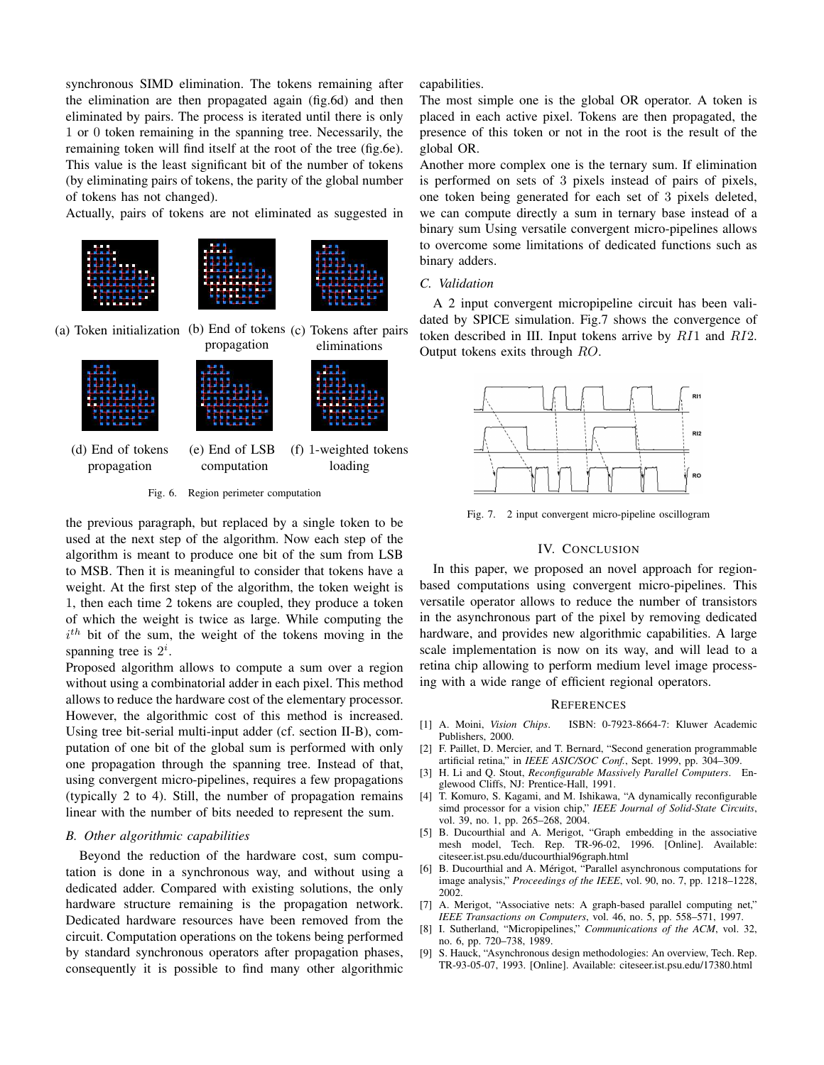synchronous SIMD elimination. The tokens remaining after the elimination are then propagated again (fig.6d) and then eliminated by pairs. The process is iterated until there is only 1 or 0 token remaining in the spanning tree. Necessarily, the remaining token will find itself at the root of the tree (fig.6e). This value is the least significant bit of the number of tokens (by eliminating pairs of tokens, the parity of the global number of tokens has not changed).

Actually, pairs of tokens are not eliminated as suggested in the previous paragraph, but replaced by a single token to be used at the next step of the algorithm. Now each step of the algorithm is meant to produce one bit of the sum from LSB to MSB. Then it is meaningful to consider that tokens have a weight. At the first step of the algorithm, the token weight is 1, then each time 2 tokens are coupled, they produce a token of which the weight is twice as large. While computing the $i^{th}$ bit of the sum, the weight of the tokens moving in the spanning tree is $2^i$.

(a) Token initialization (b) End of tokens propagation (c) Tokens after pairs eliminations

(d) End of tokens propagation (e) End of LSB computation (f) 1-weighted tokens loading

Fig. 6. Region perimeter computation

Proposed algorithm allows to compute a sum over a region without using a combinatorial adder in each pixel. This method allows to reduce the hardware cost of the elementary processor. However, the algorithmic cost of this method is increased. Using tree bit-serial multi-input adder (cf. section II-B), computation of one bit of the global sum is performed with only one propagation through the spanning tree. Instead of that, using convergent micro-pipelines, requires a few propagations (typically 2 to 4). Still, the number of propagation remains linear with the number of bits needed to represent the sum.

### B. Other algorithmic capabilities

Beyond the reduction of the hardware cost, sum computation is done in a synchronous way, and without using a dedicated adder. Compared with existing solutions, the only hardware structure remaining is the propagation network. Dedicated hardware resources have been removed from the circuit. Computation operations on the tokens being performed by standard synchronous operators after propagation phases, consequently it is possible to find many other algorithmic capabilities.

The most simple one is the global OR operator. A token is placed in each active pixel. Tokens are then propagated, the presence of this token or not in the root is the result of the global OR.

Another more complex one is the ternary sum. If elimination is performed on sets of 3 pixels instead of pairs of pixels, one token being generated for each set of 3 pixels deleted, we can compute directly a sum in ternary base instead of a binary sum Using versatile convergent micro-pipelines allows to overcome some limitations of dedicated functions such as binary adders.

### C. Validation

A 2 input convergent micropipeline circuit has been validated by SPICE simulation. Fig.7 shows the convergence of token described in III. Input tokens arrive by $RI1$ and $RI2$. Output tokens exits through $RO$.

RI1
RI2
RO

Fig. 7. 2 input convergent micro-pipeline oscillogram

## IV. Conclusion

In this paper, we proposed an novel approach for region-based computations using convergent micro-pipelines. This versatile operator allows to reduce the number of transistors in the asynchronous part of the pixel by removing dedicated hardware, and provides new algorithmic capabilities. A large scale implementation is now on its way, and will lead to a retina chip allowing to perform medium level image processing with a wide range of efficient regional operators.

## References

[1] A. Moini, *Vision Chips*. ISBN: 0-7923-8664-7: Kluwer Academic Publishers, 2000.

[2] F. Paillet, D. Mercier, and T. Bernard, "Second generation programmable artificial retina," in *IEEE ASIC/SOC Conf.*, Sept. 1999, pp. 304–309.

[3] H. Li and Q. Stout, *Reconfigurable Massively Parallel Computers*. Englewood Cliffs, NJ: Prentice-Hall, 1991.

[4] T. Komuro, S. Kagami, and M. Ishikawa, "A dynamically reconfigurable simd processor for a vision chip," *IEEE Journal of Solid-State Circuits*, vol. 39, no. 1, pp. 265–268, 2004.

[5] B. Ducourthial and A. Merigot, "Graph embedding in the associative mesh model, Tech. Rep. TR-96-02, 1996. [Online]. Available: citeseer.ist.psu.edu/ducourthial96graph.html

[6] B. Ducourthial and A. Mérigot, "Parallel asynchronous computations for image analysis," *Proceedings of the IEEE*, vol. 90, no. 7, pp. 1218–1228, 2002.

[7] A. Merigot, "Associative nets: A graph-based parallel computing net," *IEEE Transactions on Computers*, vol. 46, no. 5, pp. 558–571, 1997.

[8] I. Sutherland, "Micropipelines," *Communications of the ACM*, vol. 32, no. 6, pp. 720–738, 1989.

[9] S. Hauck, "Asynchronous design methodologies: An overview, Tech. Rep. TR-93-05-07, 1993. [Online]. Available: citeseer.ist.psu.edu/17380.html